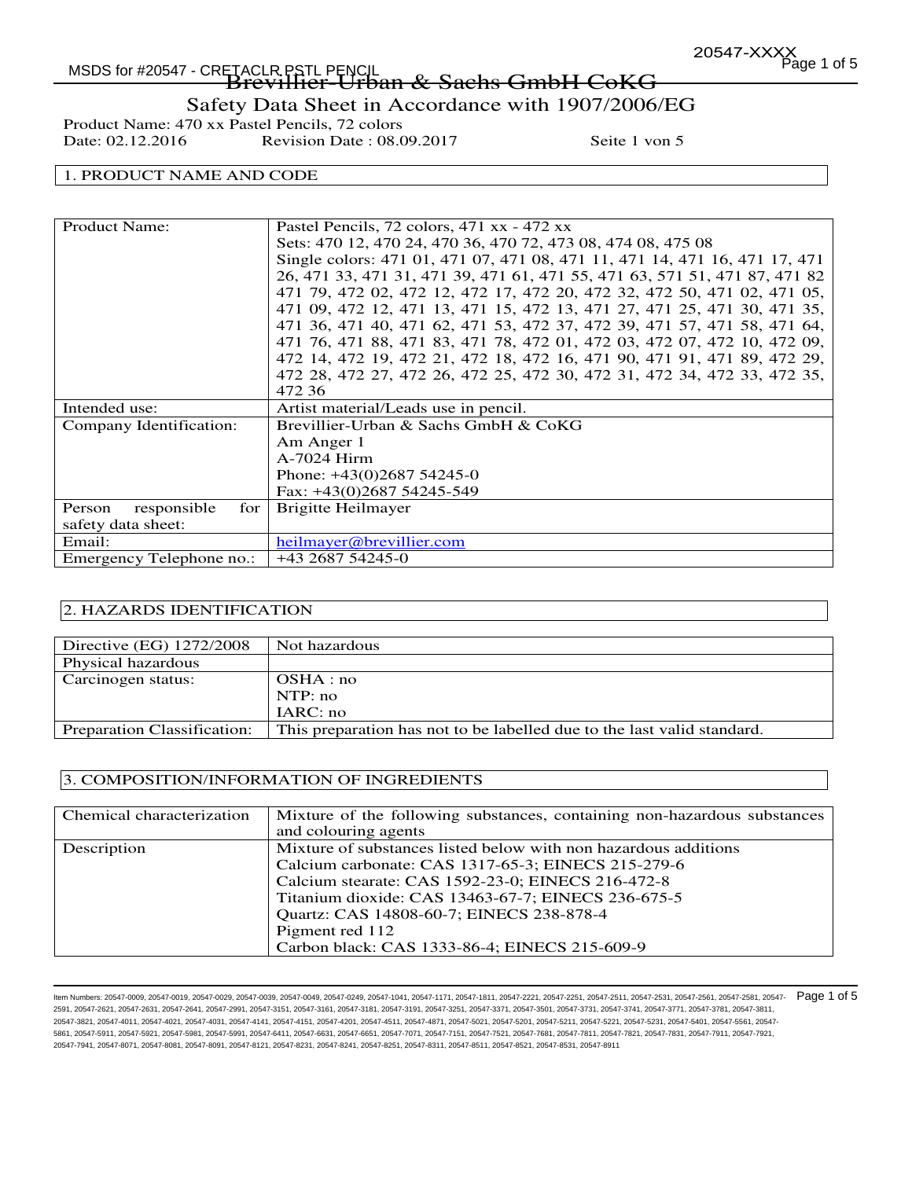# Brevillier-Urban & Sachs GmbH CoKG

## Safety Data Sheet in Accordance with 1907/2006/EG

Product Name: 470 xx Pastel Pencils, 72 colors
Date: 02.12.2016 Revision Date : 08.09.2017 Seite 1 von 5

## 1. PRODUCT NAME AND CODE

| | |
|---|---|
| Product Name: | Pastel Pencils, 72 colors, 471 xx - 472 xx<br>Sets: 470 12, 470 24, 470 36, 470 72, 473 08, 474 08, 475 08<br>Single colors: 471 01, 471 07, 471 08, 471 11, 471 14, 471 16, 471 17, 471 26, 471 33, 471 31, 471 39, 471 61, 471 55, 471 63, 571 51, 471 87, 471 82 471 79, 472 02, 472 12, 472 17, 472 20, 472 32, 472 50, 471 02, 471 05, 471 09, 472 12, 471 13, 471 15, 472 13, 471 27, 471 25, 471 30, 471 35, 471 36, 471 40, 471 62, 471 53, 472 37, 472 39, 471 57, 471 58, 471 64, 471 76, 471 88, 471 83, 471 78, 472 01, 472 03, 472 07, 472 10, 472 09, 472 14, 472 19, 472 21, 472 18, 472 16, 471 90, 471 91, 471 89, 472 29, 472 28, 472 27, 472 26, 472 25, 472 30, 472 31, 472 34, 472 33, 472 35, 472 36 |
| Intended use: | Artist material/Leads use in pencil. |
| Company Identification: | Brevillier-Urban & Sachs GmbH & CoKG<br>Am Anger 1<br>A-7024 Hirm<br>Phone: +43(0)2687 54245-0<br>Fax: +43(0)2687 54245-549 |
| Person responsible for safety data sheet: | Brigitte Heilmayer |
| Email: | heilmayer@brevillier.com |
| Emergency Telephone no.: | +43 2687 54245-0 |

## 2. HAZARDS IDENTIFICATION

| | |
|---|---|
| Directive (EG) 1272/2008 | Not hazardous |
| Physical hazardous | |
| Carcinogen status: | OSHA : no<br>NTP: no<br>IARC: no |
| Preparation Classification: | This preparation has not to be labelled due to the last valid standard. |

## 3. COMPOSITION/INFORMATION OF INGREDIENTS

| | |
|---|---|
| Chemical characterization | Mixture of the following substances, containing non-hazardous substances and colouring agents |
| Description | Mixture of substances listed below with non hazardous additions<br>Calcium carbonate: CAS 1317-65-3; EINECS 215-279-6<br>Calcium stearate: CAS 1592-23-0; EINECS 216-472-8<br>Titanium dioxide: CAS 13463-67-7; EINECS 236-675-5<br>Quartz: CAS 14808-60-7; EINECS 238-878-4<br>Pigment red 112<br>Carbon black: CAS 1333-86-4; EINECS 215-609-9 |

Item Numbers: 20547-0009, 20547-0019, 20547-0029, 20547-0039, 20547-0049, 20547-0249, 20547-1041, 20547-1171, 20547-1811, 20547-2221, 20547-2251, 20547-2511, 20547-2531, 20547-2561, 20547-2581, 20547-2591, 20547-2621, 20547-2631, 20547-2641, 20547-2991, 20547-3151, 20547-3161, 20547-3181, 20547-3191, 20547-3251, 20547-3371, 20547-3501, 20547-3731, 20547-3741, 20547-3771, 20547-3781, 20547-3811, 20547-3821, 20547-4011, 20547-4021, 20547-4031, 20547-4141, 20547-4151, 20547-4201, 20547-4511, 20547-4871, 20547-5021, 20547-5201, 20547-5211, 20547-5221, 20547-5231, 20547-5401, 20547-5561, 20547-5861, 20547-5911, 20547-5921, 20547-5981, 20547-5991, 20547-6411, 20547-6631, 20547-6651, 20547-7071, 20547-7151, 20547-7521, 20547-7681, 20547-7811, 20547-7821, 20547-7831, 20547-7911, 20547-7921, 20547-7941, 20547-8071, 20547-8081, 20547-8091, 20547-8121, 20547-8231, 20547-8241, 20547-8251, 20547-8311, 20547-8511, 20547-8521, 20547-8531, 20547-8911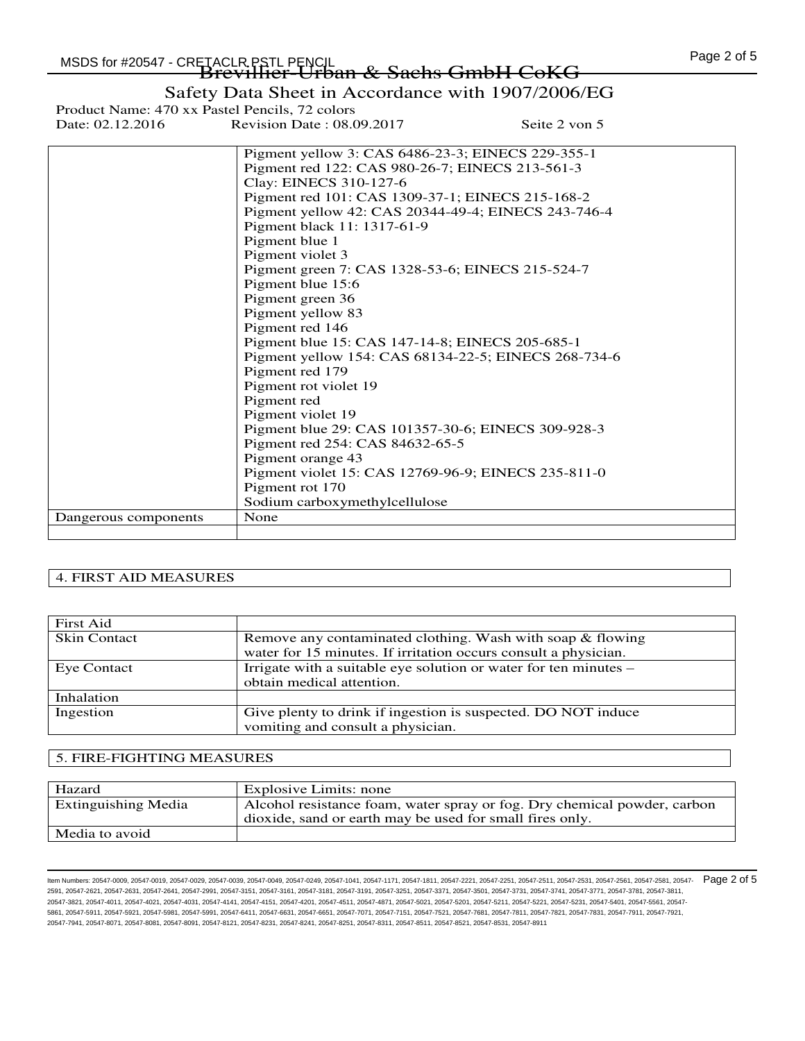| | |
|---|---|
| | Pigment yellow 3: CAS 6486-23-3; EINECS 229-355-1<br>Pigment red 122: CAS 980-26-7; EINECS 213-561-3<br>Clay: EINECS 310-127-6<br>Pigment red 101: CAS 1309-37-1; EINECS 215-168-2<br>Pigment yellow 42: CAS 20344-49-4; EINECS 243-746-4<br>Pigment black 11: 1317-61-9<br>Pigment blue 1<br>Pigment violet 3<br>Pigment green 7: CAS 1328-53-6; EINECS 215-524-7<br>Pigment blue 15:6<br>Pigment green 36<br>Pigment yellow 83<br>Pigment red 146<br>Pigment blue 15: CAS 147-14-8; EINECS 205-685-1<br>Pigment yellow 154: CAS 68134-22-5; EINECS 268-734-6<br>Pigment red 179<br>Pigment rot violet 19<br>Pigment red<br>Pigment violet 19<br>Pigment blue 29: CAS 101357-30-6; EINECS 309-928-3<br>Pigment red 254: CAS 84632-65-5<br>Pigment orange 43<br>Pigment violet 15: CAS 12769-96-9; EINECS 235-811-0<br>Pigment rot 170<br>Sodium carboxymethylcellulose |
| Dangerous components | None |
| | |

## 4. FIRST AID MEASURES

| First Aid | |
|---|---|
| Skin Contact | Remove any contaminated clothing. Wash with soap & flowing water for 15 minutes. If irritation occurs consult a physician. |
| Eye Contact | Irrigate with a suitable eye solution or water for ten minutes – obtain medical attention. |
| Inhalation | |
| Ingestion | Give plenty to drink if ingestion is suspected. DO NOT induce vomiting and consult a physician. |

## 5. FIRE-FIGHTING MEASURES

| Hazard | Explosive Limits: none |
|---|---|
| Extinguishing Media | Alcohol resistance foam, water spray or fog. Dry chemical powder, carbon dioxide, sand or earth may be used for small fires only. |
| Media to avoid | |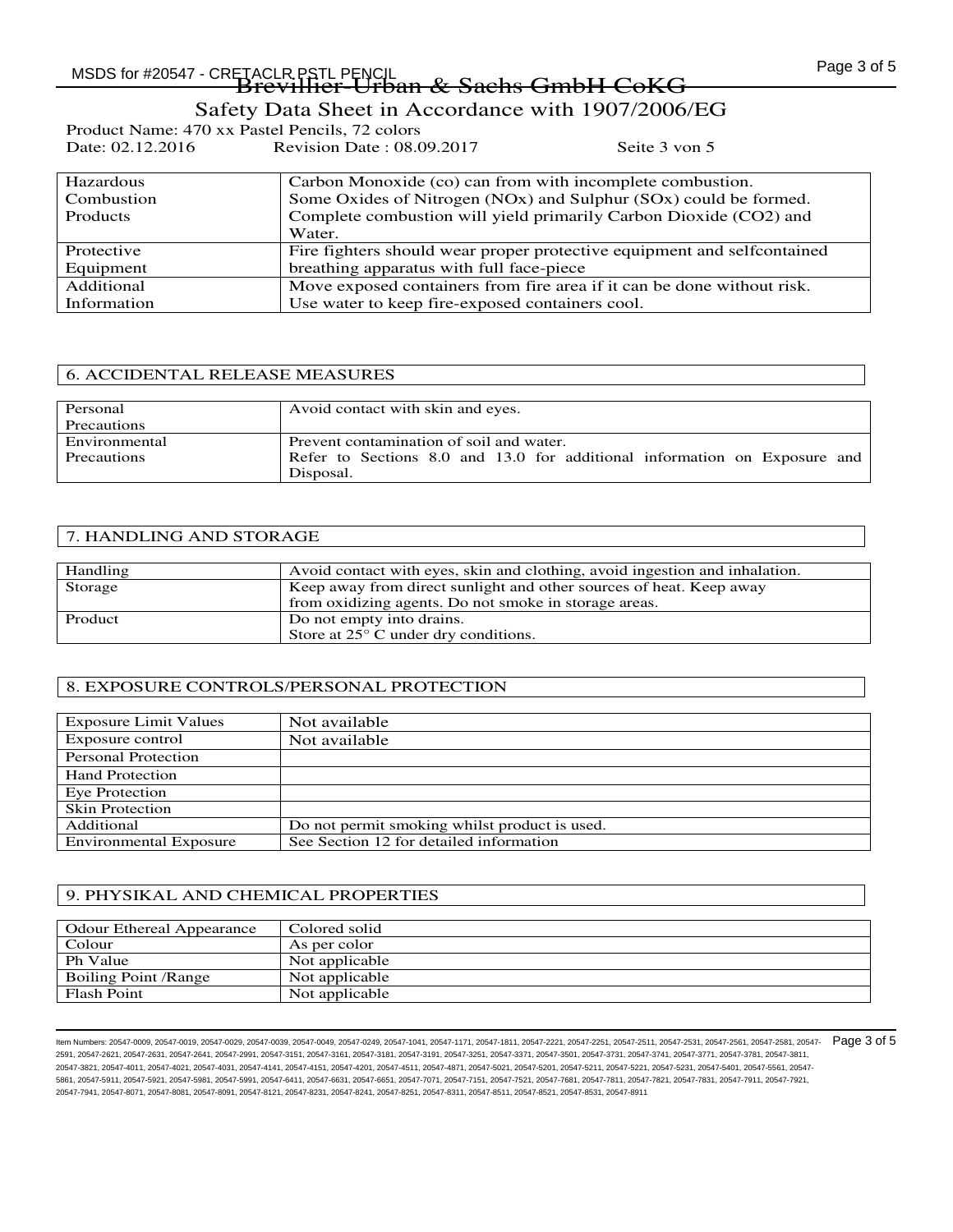| Hazardous Combustion Products | Carbon Monoxide (co) can from with incomplete combustion. Some Oxides of Nitrogen (NOx) and Sulphur (SOx) could be formed. Complete combustion will yield primarily Carbon Dioxide (CO2) and Water. |
|---|---|
| Protective Equipment | Fire fighters should wear proper protective equipment and selfcontained breathing apparatus with full face-piece |
| Additional Information | Move exposed containers from fire area if it can be done without risk. Use water to keep fire-exposed containers cool. |

## 6. ACCIDENTAL RELEASE MEASURES

| Personal Precautions | Avoid contact with skin and eyes. |
|---|---|
| Environmental Precautions | Prevent contamination of soil and water. Refer to Sections 8.0 and 13.0 for additional information on Exposure and Disposal. |

## 7. HANDLING AND STORAGE

| Handling | Avoid contact with eyes, skin and clothing, avoid ingestion and inhalation. |
|---|---|
| Storage | Keep away from direct sunlight and other sources of heat. Keep away from oxidizing agents. Do not smoke in storage areas. |
| Product | Do not empty into drains. Store at 25° C under dry conditions. |

## 8. EXPOSURE CONTROLS/PERSONAL PROTECTION

| Exposure Limit Values | Not available |
|---|---|
| Exposure control | Not available |
| Personal Protection | |
| Hand Protection | |
| Eye Protection | |
| Skin Protection | |
| Additional | Do not permit smoking whilst product is used. |
| Environmental Exposure | See Section 12 for detailed information |

## 9. PHYSIKAL AND CHEMICAL PROPERTIES

| Odour Ethereal Appearance | Colored solid |
|---|---|
| Colour | As per color |
| Ph Value | Not applicable |
| Boiling Point /Range | Not applicable |
| Flash Point | Not applicable |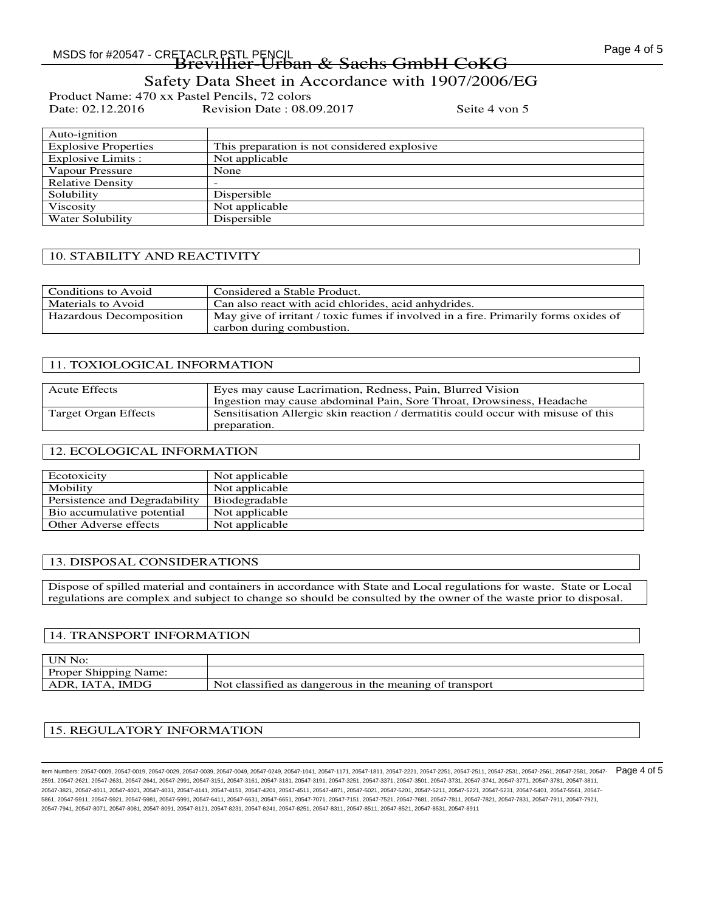| Auto-ignition | |
|---|---|
| Explosive Properties | This preparation is not considered explosive |
| Explosive Limits : | Not applicable |
| Vapour Pressure | None |
| Relative Density | - |
| Solubility | Dispersible |
| Viscosity | Not applicable |
| Water Solubility | Dispersible |

## 10. STABILITY AND REACTIVITY

| Conditions to Avoid | Considered a Stable Product. |
|---|---|
| Materials to Avoid | Can also react with acid chlorides, acid anhydrides. |
| Hazardous Decomposition | May give of irritant / toxic fumes if involved in a fire. Primarily forms oxides of carbon during combustion. |

## 11. TOXIOLOGICAL INFORMATION

| Acute Effects | Eyes may cause Lacrimation, Redness, Pain, Blurred Vision<br>Ingestion may cause abdominal Pain, Sore Throat, Drowsiness, Headache |
|---|---|
| Target Organ Effects | Sensitisation Allergic skin reaction / dermatitis could occur with misuse of this preparation. |

## 12. ECOLOGICAL INFORMATION

| Ecotoxicity | Not applicable |
|---|---|
| Mobility | Not applicable |
| Persistence and Degradability | Biodegradable |
| Bio accumulative potential | Not applicable |
| Other Adverse effects | Not applicable |

## 13. DISPOSAL CONSIDERATIONS

Dispose of spilled material and containers in accordance with State and Local regulations for waste. State or Local regulations are complex and subject to change so should be consulted by the owner of the waste prior to disposal.

## 14. TRANSPORT INFORMATION

| UN No: | |
|---|---|
| Proper Shipping Name: | |
| ADR, IATA, IMDG | Not classified as dangerous in the meaning of transport |

## 15. REGULATORY INFORMATION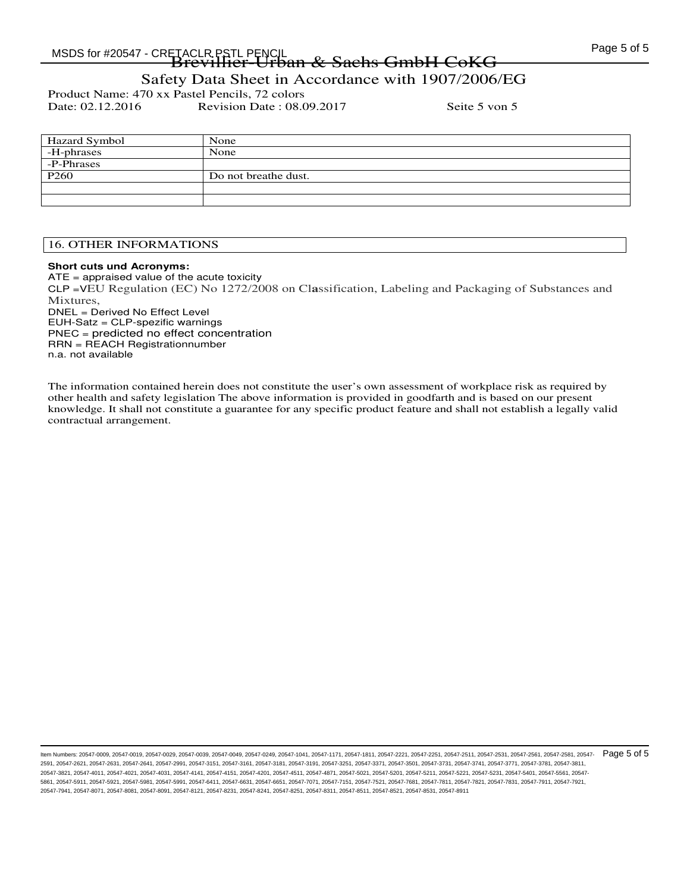| | |
|---|---|
| Hazard Symbol | None |
| -H-phrases | None |
| -P-Phrases | |
| P260 | Do not breathe dust. |
| | |
| | |

## 16. OTHER INFORMATIONS

**Short cuts und Acronyms:**

ATE = appraised value of the acute toxicity
CLP =VEU Regulation (EC) No 1272/2008 on Classification, Labeling and Packaging of Substances and Mixtures,
DNEL = Derived No Effect Level
EUH-Satz = CLP-spezific warnings
PNEC = predicted no effect concentration
RRN = REACH Registrationnumber
n.a. not available

The information contained herein does not constitute the user's own assessment of workplace risk as required by other health and safety legislation The above information is provided in goodfarth and is based on our present knowledge. It shall not constitute a guarantee for any specific product feature and shall not establish a legally valid contractual arrangement.

Item Numbers: 20547-0009, 20547-0019, 20547-0029, 20547-0039, 20547-0049, 20547-0249, 20547-1041, 20547-1171, 20547-1811, 20547-2221, 20547-2251, 20547-2511, 20547-2531, 20547-2561, 20547-2581, 20547-2591, 20547-2621, 20547-2631, 20547-2641, 20547-2991, 20547-3151, 20547-3161, 20547-3181, 20547-3191, 20547-3251, 20547-3371, 20547-3501, 20547-3731, 20547-3741, 20547-3771, 20547-3781, 20547-3811, 20547-3821, 20547-4011, 20547-4021, 20547-4031, 20547-4141, 20547-4151, 20547-4201, 20547-4511, 20547-4871, 20547-5021, 20547-5201, 20547-5211, 20547-5221, 20547-5231, 20547-5401, 20547-5561, 20547-5861, 20547-5911, 20547-5921, 20547-5981, 20547-5991, 20547-6411, 20547-6631, 20547-6651, 20547-7071, 20547-7151, 20547-7521, 20547-7681, 20547-7811, 20547-7821, 20547-7831, 20547-7911, 20547-7921, 20547-7941, 20547-8071, 20547-8081, 20547-8091, 20547-8121, 20547-8231, 20547-8241, 20547-8251, 20547-8311, 20547-8511, 20547-8521, 20547-8531, 20547-8911